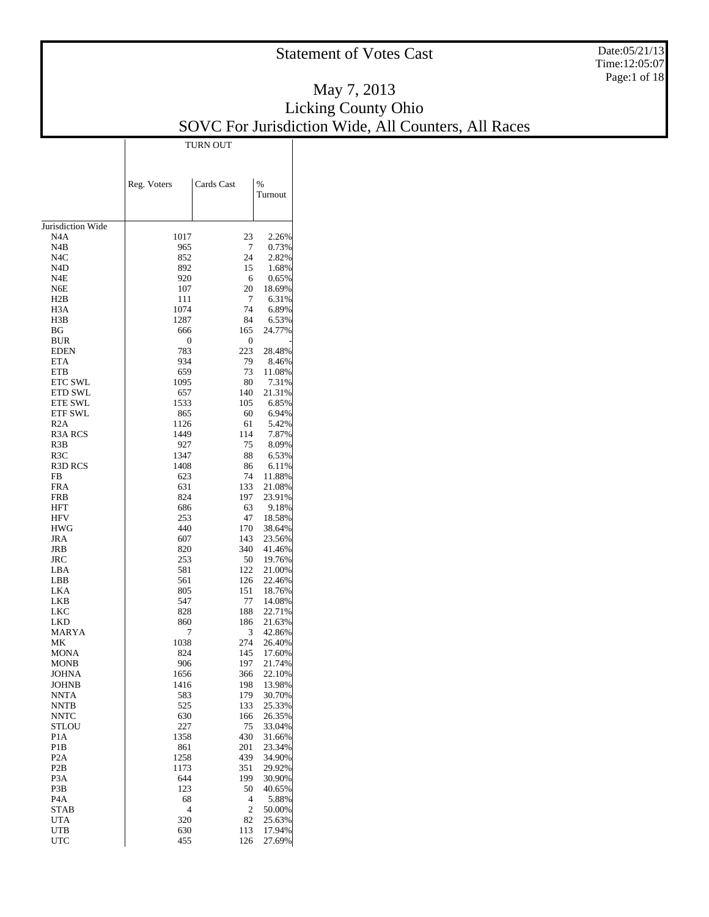# Statement of Votes Cast

## May 7, 2013
## Licking County Ohio
## SOVC For Jurisdiction Wide, All Counters, All Races

| | TURN OUT | | |
|---|---|---|---|
| | Reg. Voters | Cards Cast | % Turnout |
| Jurisdiction Wide | | | |
| N4A | 1017 | 23 | 2.26% |
| N4B | 965 | 7 | 0.73% |
| N4C | 852 | 24 | 2.82% |
| N4D | 892 | 15 | 1.68% |
| N4E | 920 | 6 | 0.65% |
| N6E | 107 | 20 | 18.69% |
| H2B | 111 | 7 | 6.31% |
| H3A | 1074 | 74 | 6.89% |
| H3B | 1287 | 84 | 6.53% |
| BG | 666 | 165 | 24.77% |
| BUR | 0 | 0 | - |
| EDEN | 783 | 223 | 28.48% |
| ETA | 934 | 79 | 8.46% |
| ETB | 659 | 73 | 11.08% |
| ETC SWL | 1095 | 80 | 7.31% |
| ETD SWL | 657 | 140 | 21.31% |
| ETE SWL | 1533 | 105 | 6.85% |
| ETF SWL | 865 | 60 | 6.94% |
| R2A | 1126 | 61 | 5.42% |
| R3A RCS | 1449 | 114 | 7.87% |
| R3B | 927 | 75 | 8.09% |
| R3C | 1347 | 88 | 6.53% |
| R3D RCS | 1408 | 86 | 6.11% |
| FB | 623 | 74 | 11.88% |
| FRA | 631 | 133 | 21.08% |
| FRB | 824 | 197 | 23.91% |
| HFT | 686 | 63 | 9.18% |
| HFV | 253 | 47 | 18.58% |
| HWG | 440 | 170 | 38.64% |
| JRA | 607 | 143 | 23.56% |
| JRB | 820 | 340 | 41.46% |
| JRC | 253 | 50 | 19.76% |
| LBA | 581 | 122 | 21.00% |
| LBB | 561 | 126 | 22.46% |
| LKA | 805 | 151 | 18.76% |
| LKB | 547 | 77 | 14.08% |
| LKC | 828 | 188 | 22.71% |
| LKD | 860 | 186 | 21.63% |
| MARYA | 7 | 3 | 42.86% |
| MK | 1038 | 274 | 26.40% |
| MONA | 824 | 145 | 17.60% |
| MONB | 906 | 197 | 21.74% |
| JOHNA | 1656 | 366 | 22.10% |
| JOHNB | 1416 | 198 | 13.98% |
| NNTA | 583 | 179 | 30.70% |
| NNTB | 525 | 133 | 25.33% |
| NNTC | 630 | 166 | 26.35% |
| STLOU | 227 | 75 | 33.04% |
| P1A | 1358 | 430 | 31.66% |
| P1B | 861 | 201 | 23.34% |
| P2A | 1258 | 439 | 34.90% |
| P2B | 1173 | 351 | 29.92% |
| P3A | 644 | 199 | 30.90% |
| P3B | 123 | 50 | 40.65% |
| P4A | 68 | 4 | 5.88% |
| STAB | 4 | 2 | 50.00% |
| UTA | 320 | 82 | 25.63% |
| UTB | 630 | 113 | 17.94% |
| UTC | 455 | 126 | 27.69% |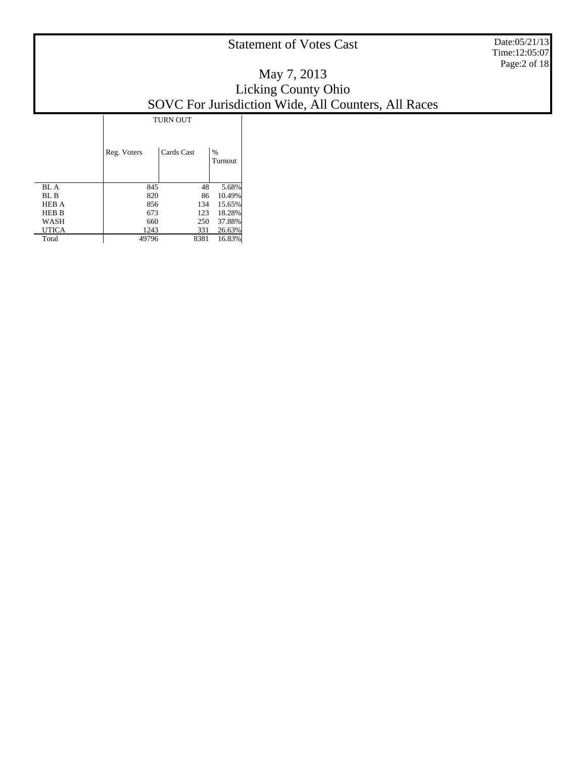# Statement of Votes Cast

## May 7, 2013
## Licking County Ohio
## SOVC For Jurisdiction Wide, All Counters, All Races

| | TURN OUT | | |
|---|---|---|---|
| | Reg. Voters | Cards Cast | % Turnout |
| BL A | 845 | 48 | 5.68% |
| BL B | 820 | 86 | 10.49% |
| HEB A | 856 | 134 | 15.65% |
| HEB B | 673 | 123 | 18.28% |
| WASH | 660 | 250 | 37.88% |
| UTICA | 1243 | 331 | 26.63% |
| Total | 49796 | 8381 | 16.83% |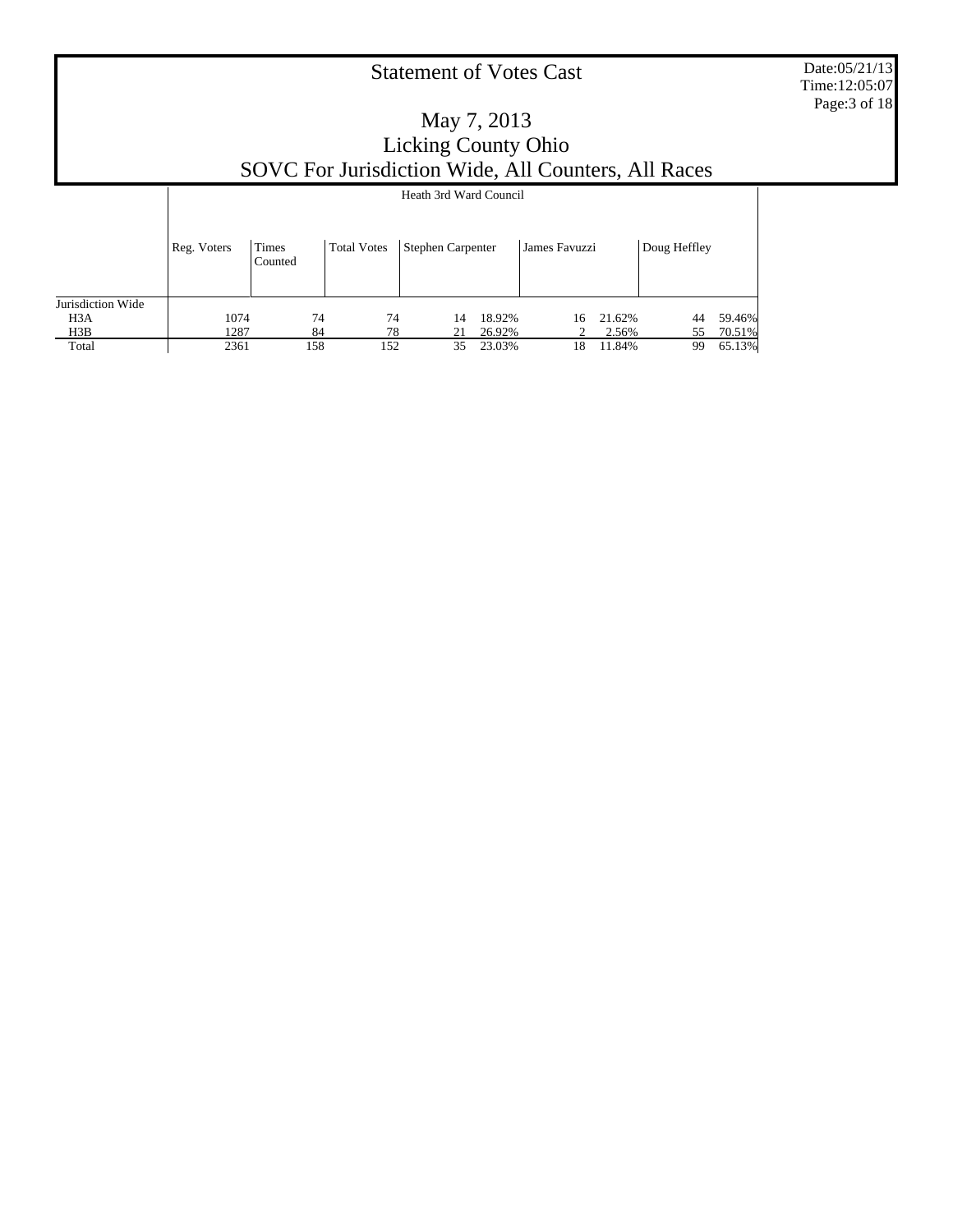# Statement of Votes Cast

## May 7, 2013
## Licking County Ohio
## SOVC For Jurisdiction Wide, All Counters, All Races

| | Heath 3rd Ward Council | | | | | | | | |
|---|---|---|---|---|---|---|---|---|---|
| | Reg. Voters | Times Counted | Total Votes | Stephen Carpenter | | James Favuzzi | | Doug Heffley | |
| Jurisdiction Wide | | | | | | | | | |
| H3A | 1074 | 74 | 74 | 14 | 18.92% | 16 | 21.62% | 44 | 59.46% |
| H3B | 1287 | 84 | 78 | 21 | 26.92% | 2 | 2.56% | 55 | 70.51% |
| Total | 2361 | 158 | 152 | 35 | 23.03% | 18 | 11.84% | 99 | 65.13% |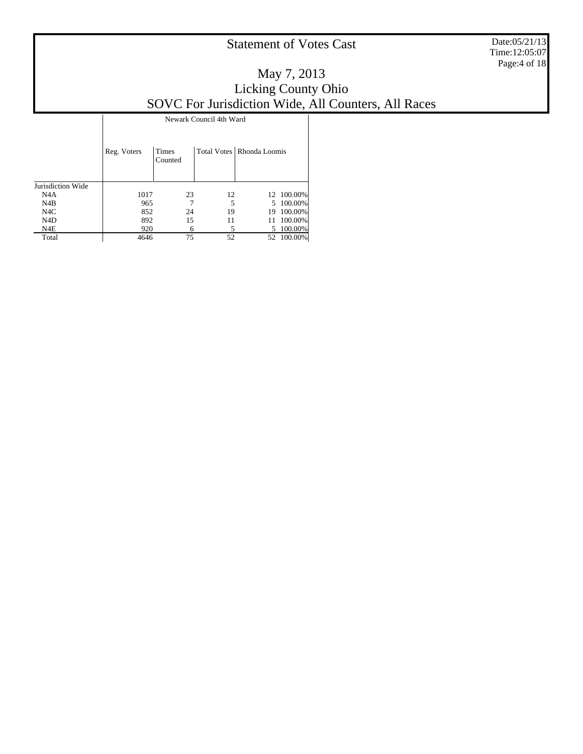# Statement of Votes Cast

## May 7, 2013
## Licking County Ohio
## SOVC For Jurisdiction Wide, All Counters, All Races

| | Newark Council 4th Ward | | | | |
|---|---|---|---|---|---|
| | Reg. Voters | Times Counted | Total Votes | Rhonda Loomis | |
| Jurisdiction Wide | | | | | |
| N4A | 1017 | 23 | 12 | 12 | 100.00% |
| N4B | 965 | 7 | 5 | 5 | 100.00% |
| N4C | 852 | 24 | 19 | 19 | 100.00% |
| N4D | 892 | 15 | 11 | 11 | 100.00% |
| N4E | 920 | 6 | 5 | 5 | 100.00% |
| Total | 4646 | 75 | 52 | 52 | 100.00% |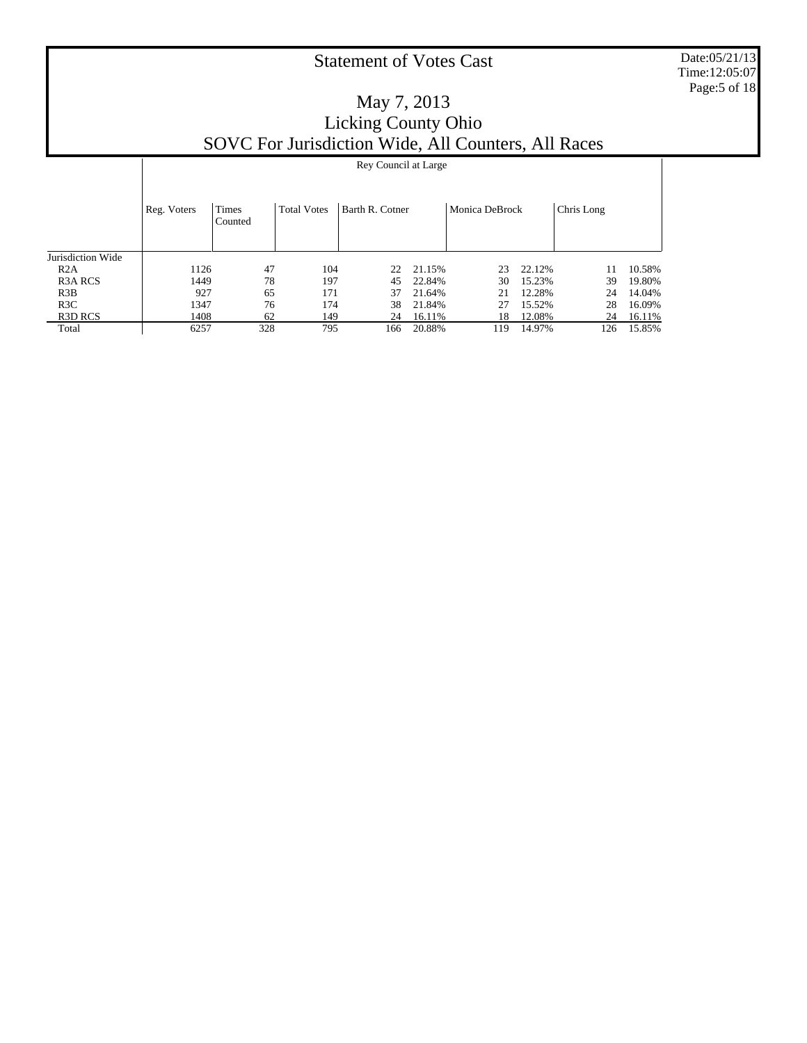# Statement of Votes Cast

## May 7, 2013
## Licking County Ohio
## SOVC For Jurisdiction Wide, All Counters, All Races

| | Rey Council at Large | | | | | | | | |
|---|---|---|---|---|---|---|---|---|---|
| | Reg. Voters | Times Counted | Total Votes | Barth R. Cotner | | Monica DeBrock | | Chris Long | |
| Jurisdiction Wide | | | | | | | | | |
| R2A | 1126 | 47 | 104 | 22 | 21.15% | 23 | 22.12% | 11 | 10.58% |
| R3A RCS | 1449 | 78 | 197 | 45 | 22.84% | 30 | 15.23% | 39 | 19.80% |
| R3B | 927 | 65 | 171 | 37 | 21.64% | 21 | 12.28% | 24 | 14.04% |
| R3C | 1347 | 76 | 174 | 38 | 21.84% | 27 | 15.52% | 28 | 16.09% |
| R3D RCS | 1408 | 62 | 149 | 24 | 16.11% | 18 | 12.08% | 24 | 16.11% |
| Total | 6257 | 328 | 795 | 166 | 20.88% | 119 | 14.97% | 126 | 15.85% |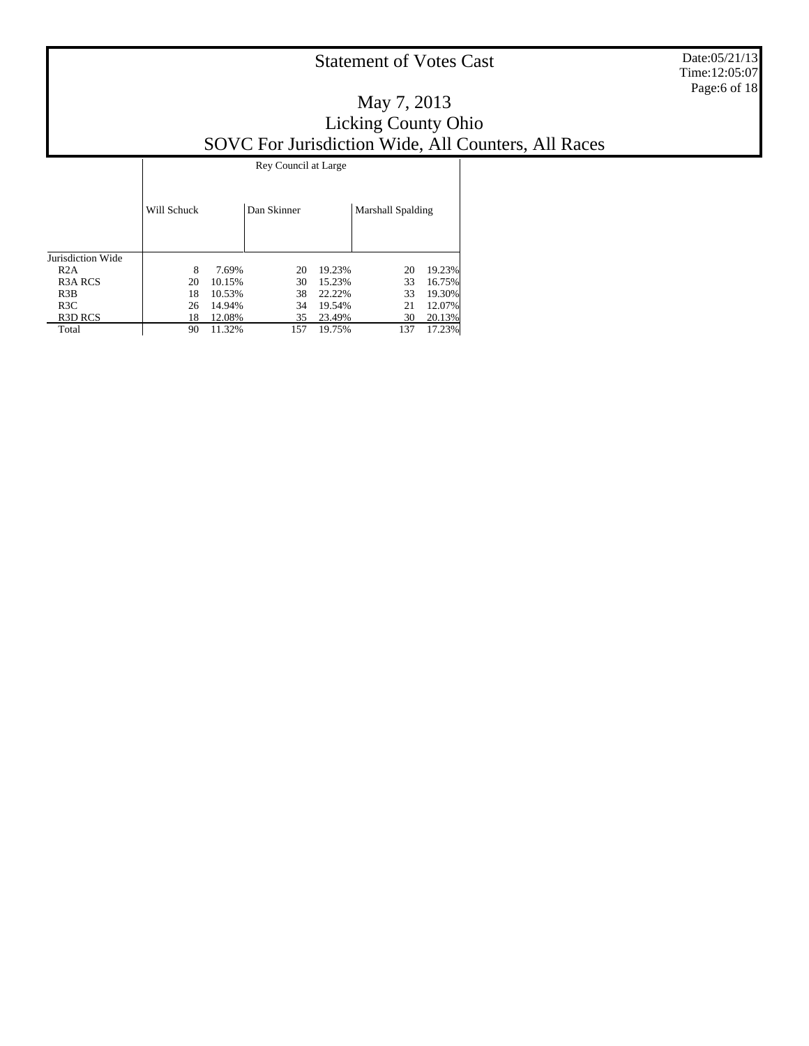# Statement of Votes Cast

Date:05/21/13
Time:12:05:07

## May 7, 2013
## Licking County Ohio
## SOVC For Jurisdiction Wide, All Counters, All Races

| | Rey Council at Large | | | | | |
|---|---|---|---|---|---|---|
| | Will Schuck | | Dan Skinner | | Marshall Spalding | |
| Jurisdiction Wide | | | | | | |
| R2A | 8 | 7.69% | 20 | 19.23% | 20 | 19.23% |
| R3A RCS | 20 | 10.15% | 30 | 15.23% | 33 | 16.75% |
| R3B | 18 | 10.53% | 38 | 22.22% | 33 | 19.30% |
| R3C | 26 | 14.94% | 34 | 19.54% | 21 | 12.07% |
| R3D RCS | 18 | 12.08% | 35 | 23.49% | 30 | 20.13% |
| Total | 90 | 11.32% | 157 | 19.75% | 137 | 17.23% |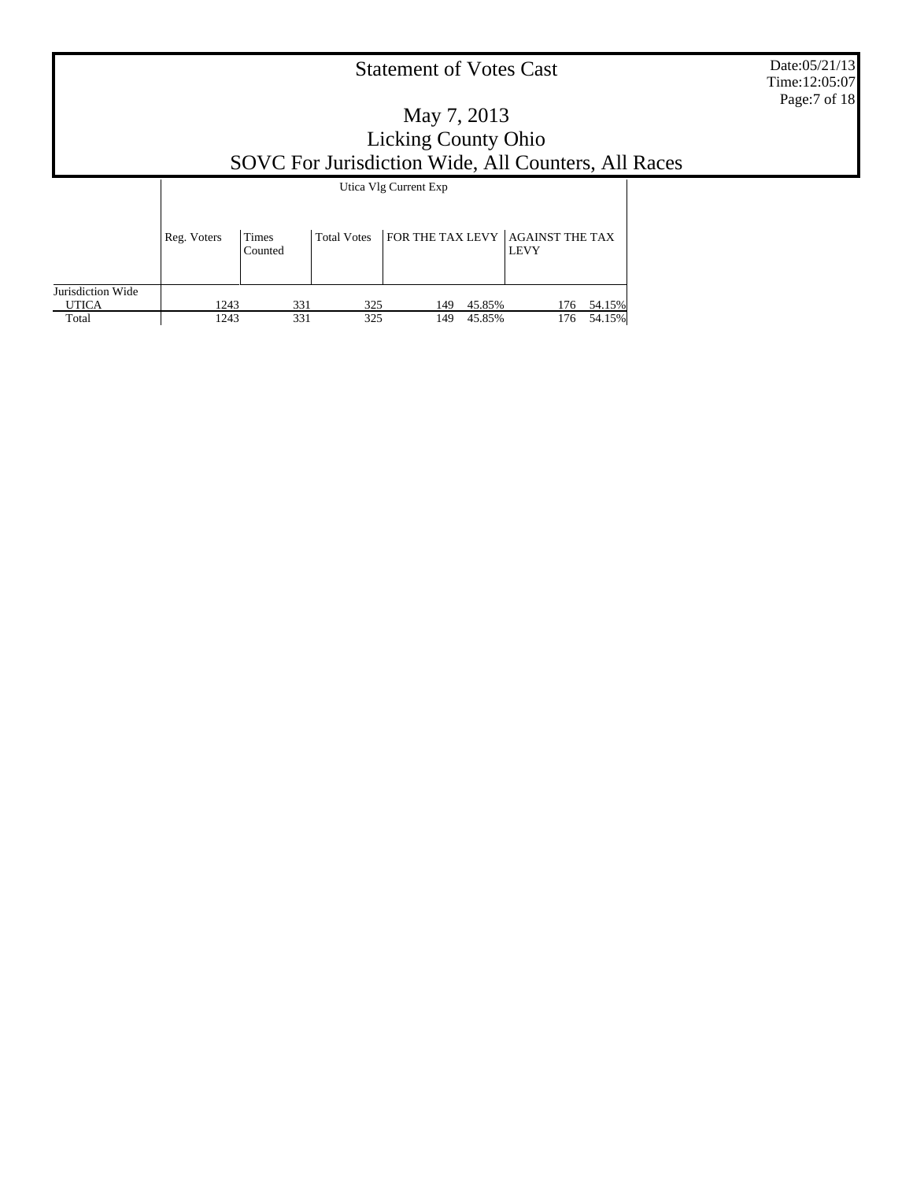# Statement of Votes Cast

## May 7, 2013
## Licking County Ohio
## SOVC For Jurisdiction Wide, All Counters, All Races

| | Utica Vlg Current Exp | | | | | | |
|---|---|---|---|---|---|---|---|
| | Reg. Voters | Times Counted | Total Votes | FOR THE TAX LEVY | | AGAINST THE TAX LEVY | |
| Jurisdiction Wide | | | | | | | |
| UTICA | 1243 | 331 | 325 | 149 | 45.85% | 176 | 54.15% |
| Total | 1243 | 331 | 325 | 149 | 45.85% | 176 | 54.15% |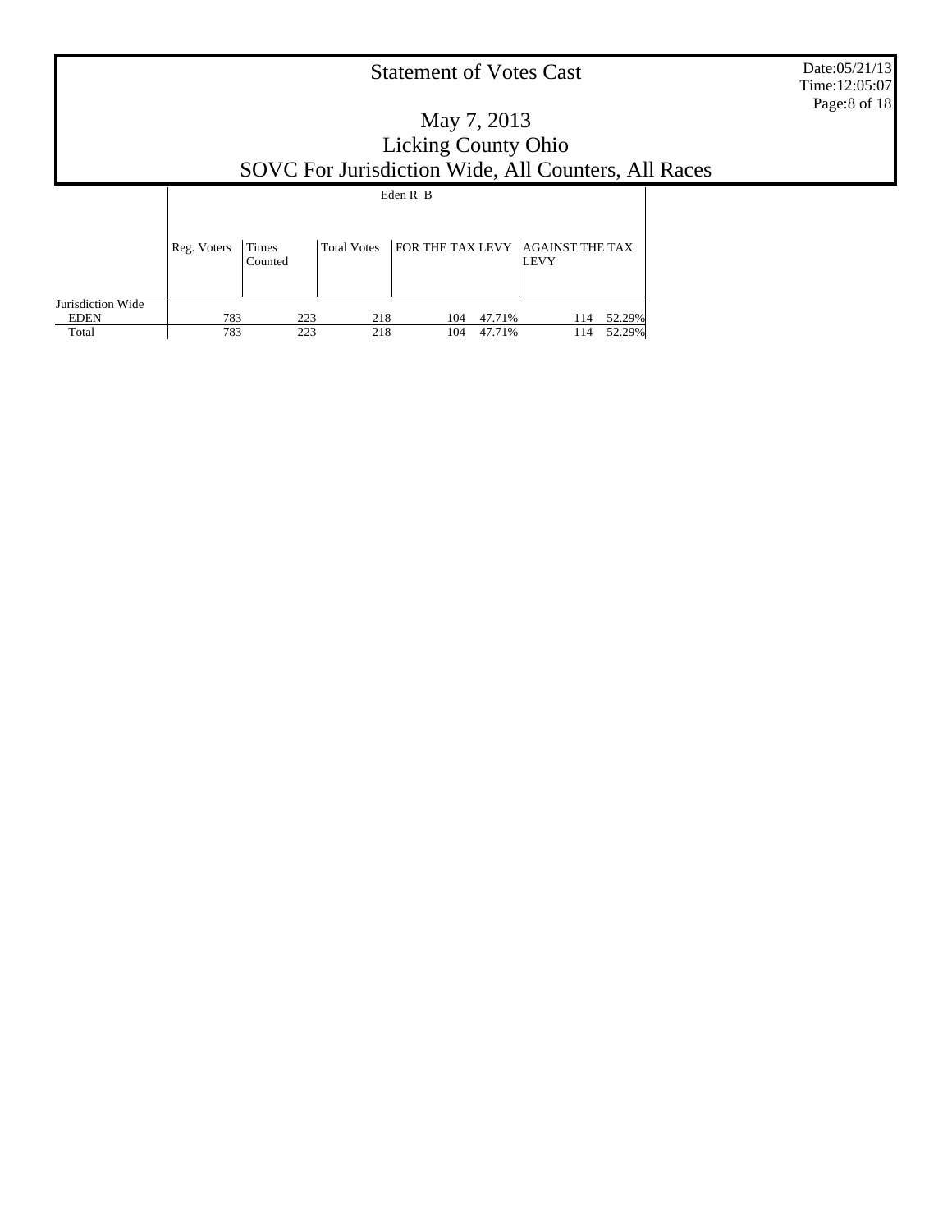# Statement of Votes Cast

## May 7, 2013
## Licking County Ohio
## SOVC For Jurisdiction Wide, All Counters, All Races

| | Eden R B | | | | | | |
|---|---|---|---|---|---|---|---|
| | Reg. Voters | Times Counted | Total Votes | FOR THE TAX LEVY | | AGAINST THE TAX LEVY | |
| Jurisdiction Wide | | | | | | | |
| EDEN | 783 | 223 | 218 | 104 | 47.71% | 114 | 52.29% |
| Total | 783 | 223 | 218 | 104 | 47.71% | 114 | 52.29% |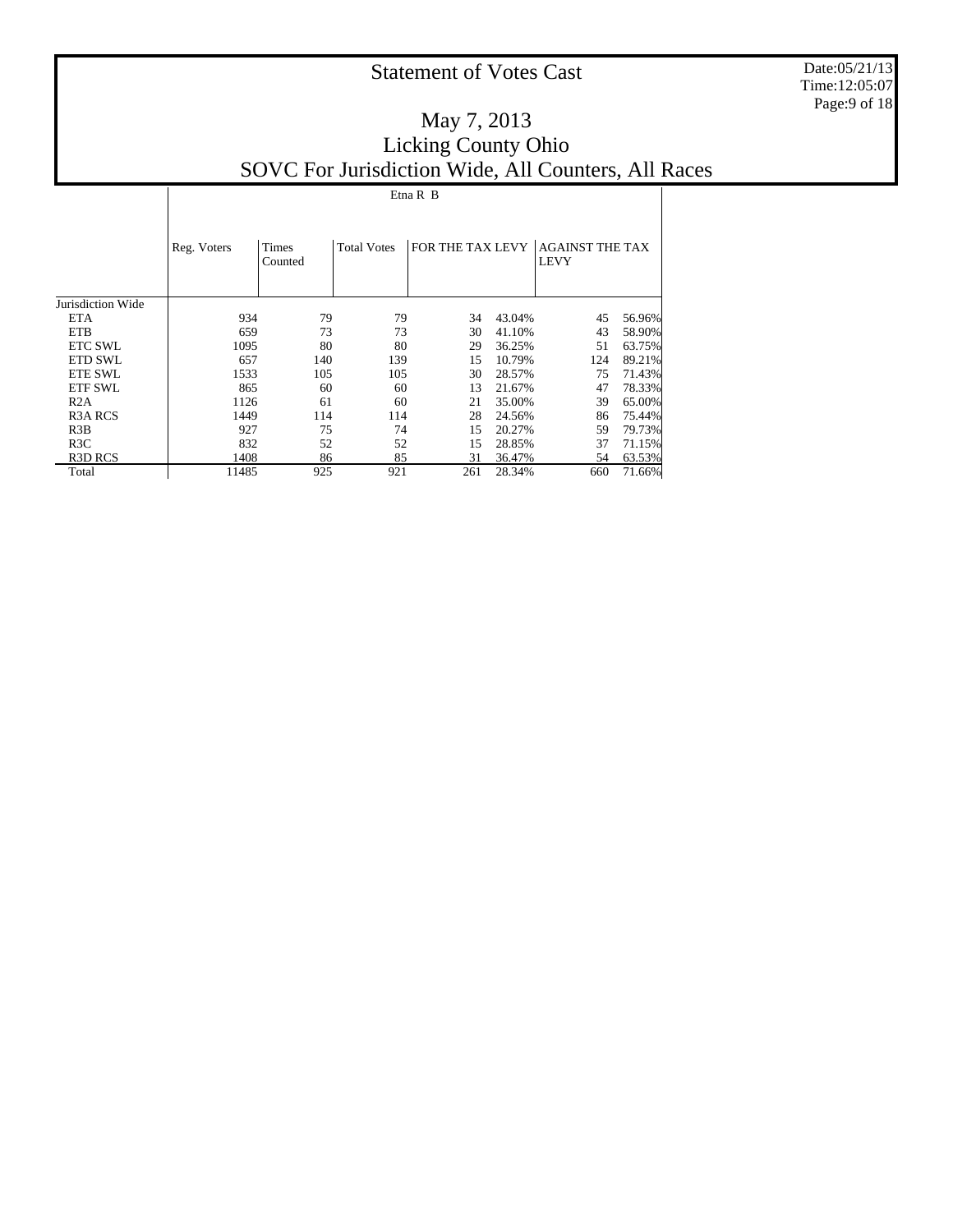# Statement of Votes Cast

## May 7, 2013
## Licking County Ohio
## SOVC For Jurisdiction Wide, All Counters, All Races

| | Etna R B | | | | | | |
|---|---|---|---|---|---|---|---|
| | Reg. Voters | Times Counted | Total Votes | FOR THE TAX LEVY | | AGAINST THE TAX LEVY | |
| Jurisdiction Wide | | | | | | | |
| ETA | 934 | 79 | 79 | 34 | 43.04% | 45 | 56.96% |
| ETB | 659 | 73 | 73 | 30 | 41.10% | 43 | 58.90% |
| ETC SWL | 1095 | 80 | 80 | 29 | 36.25% | 51 | 63.75% |
| ETD SWL | 657 | 140 | 139 | 15 | 10.79% | 124 | 89.21% |
| ETE SWL | 1533 | 105 | 105 | 30 | 28.57% | 75 | 71.43% |
| ETF SWL | 865 | 60 | 60 | 13 | 21.67% | 47 | 78.33% |
| R2A | 1126 | 61 | 60 | 21 | 35.00% | 39 | 65.00% |
| R3A RCS | 1449 | 114 | 114 | 28 | 24.56% | 86 | 75.44% |
| R3B | 927 | 75 | 74 | 15 | 20.27% | 59 | 79.73% |
| R3C | 832 | 52 | 52 | 15 | 28.85% | 37 | 71.15% |
| R3D RCS | 1408 | 86 | 85 | 31 | 36.47% | 54 | 63.53% |
| Total | 11485 | 925 | 921 | 261 | 28.34% | 660 | 71.66% |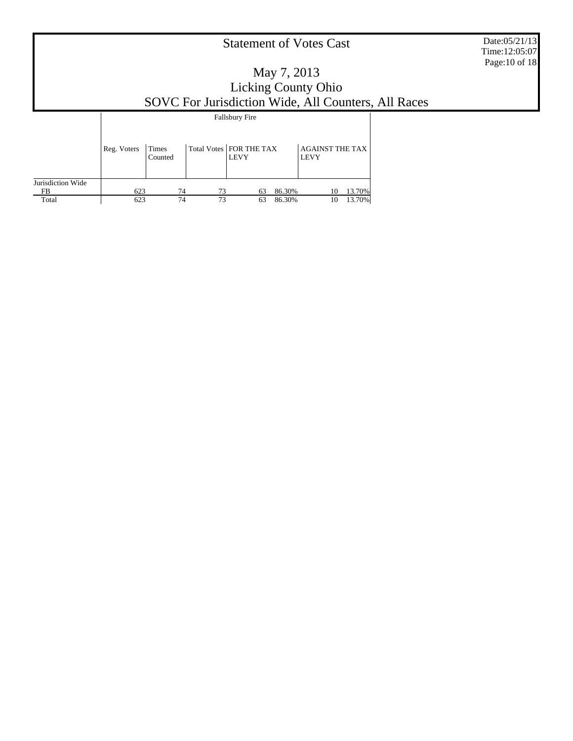# Statement of Votes Cast

## May 7, 2013
## Licking County Ohio
## SOVC For Jurisdiction Wide, All Counters, All Races

| | Fallsbury Fire | | | | | | |
|---|---|---|---|---|---|---|---|
| | Reg. Voters | Times Counted | Total Votes | FOR THE TAX LEVY | | AGAINST THE TAX LEVY | |
| Jurisdiction Wide | | | | | | | |
| FB | 623 | 74 | 73 | 63 | 86.30% | 10 | 13.70% |
| Total | 623 | 74 | 73 | 63 | 86.30% | 10 | 13.70% |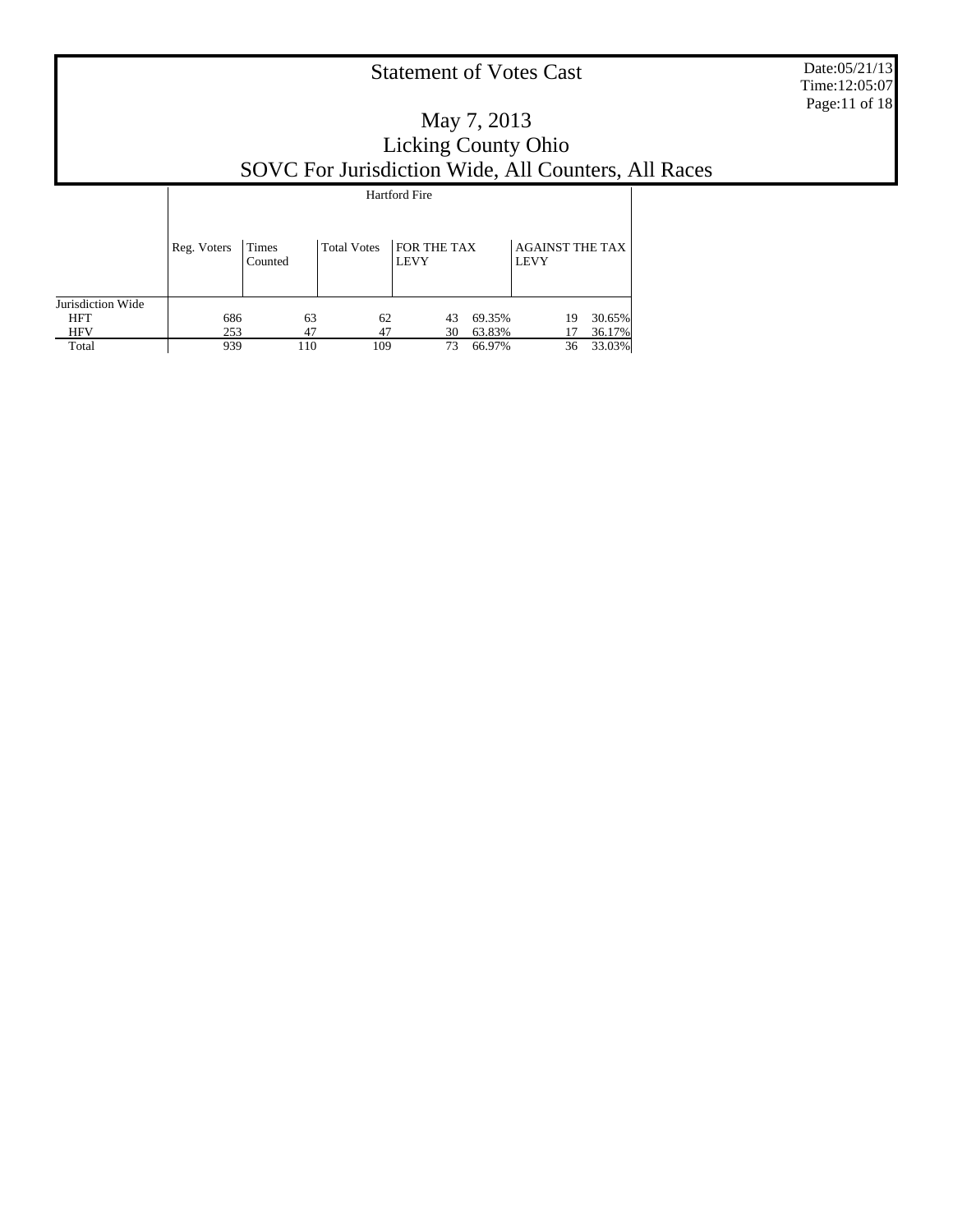# Statement of Votes Cast

## May 7, 2013
## Licking County Ohio
## SOVC For Jurisdiction Wide, All Counters, All Races

| | Hartford Fire | | | | | | |
|---|---|---|---|---|---|---|---|
| | Reg. Voters | Times Counted | Total Votes | FOR THE TAX LEVY | | AGAINST THE TAX LEVY | |
| Jurisdiction Wide | | | | | | | |
| HFT | 686 | 63 | 62 | 43 | 69.35% | 19 | 30.65% |
| HFV | 253 | 47 | 47 | 30 | 63.83% | 17 | 36.17% |
| Total | 939 | 110 | 109 | 73 | 66.97% | 36 | 33.03% |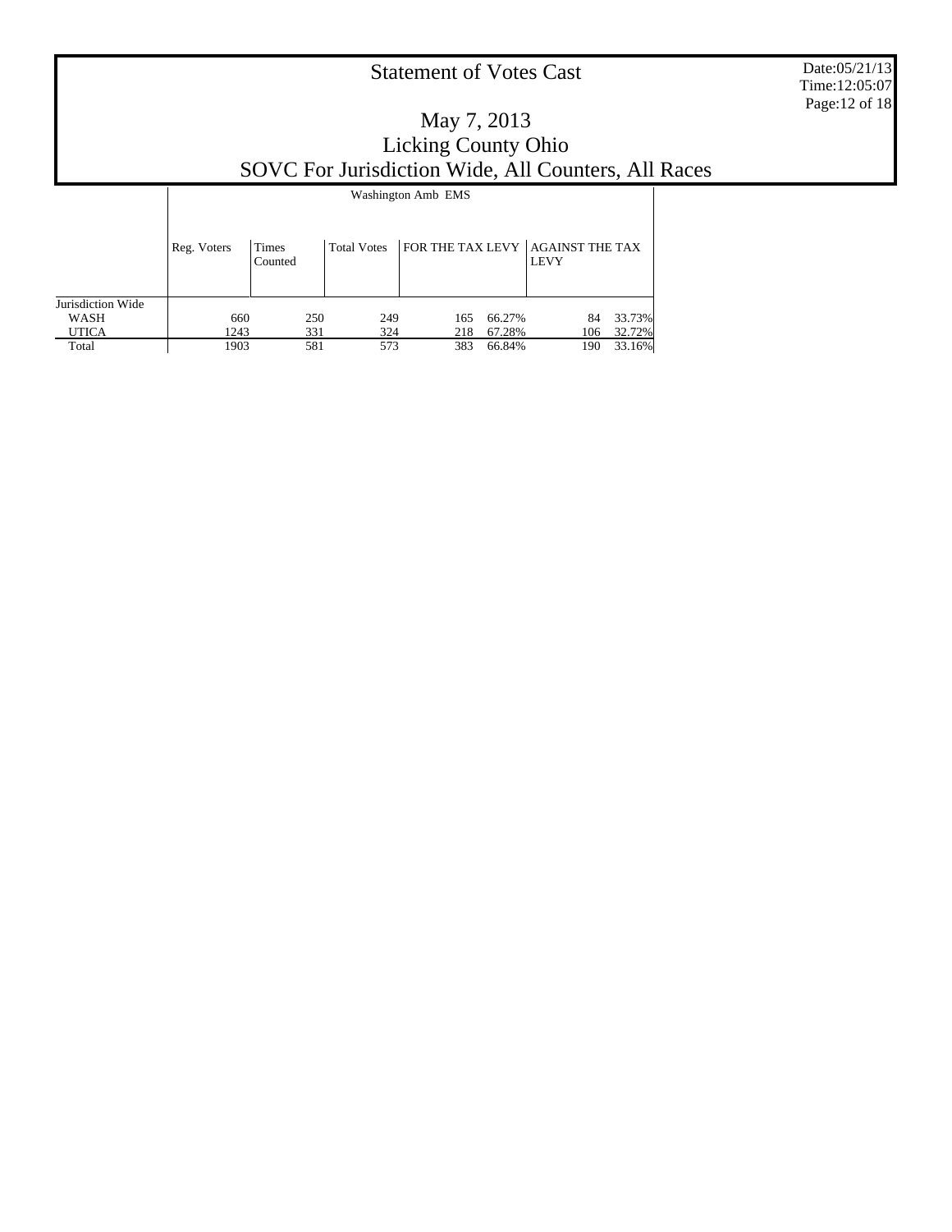# Statement of Votes Cast

## May 7, 2013
## Licking County Ohio
## SOVC For Jurisdiction Wide, All Counters, All Races

| | Washington Amb EMS | | | | | | |
|---|---|---|---|---|---|---|---|
| | Reg. Voters | Times Counted | Total Votes | FOR THE TAX LEVY | | AGAINST THE TAX LEVY | |
| Jurisdiction Wide | | | | | | | |
| WASH | 660 | 250 | 249 | 165 | 66.27% | 84 | 33.73% |
| UTICA | 1243 | 331 | 324 | 218 | 67.28% | 106 | 32.72% |
| Total | 1903 | 581 | 573 | 383 | 66.84% | 190 | 33.16% |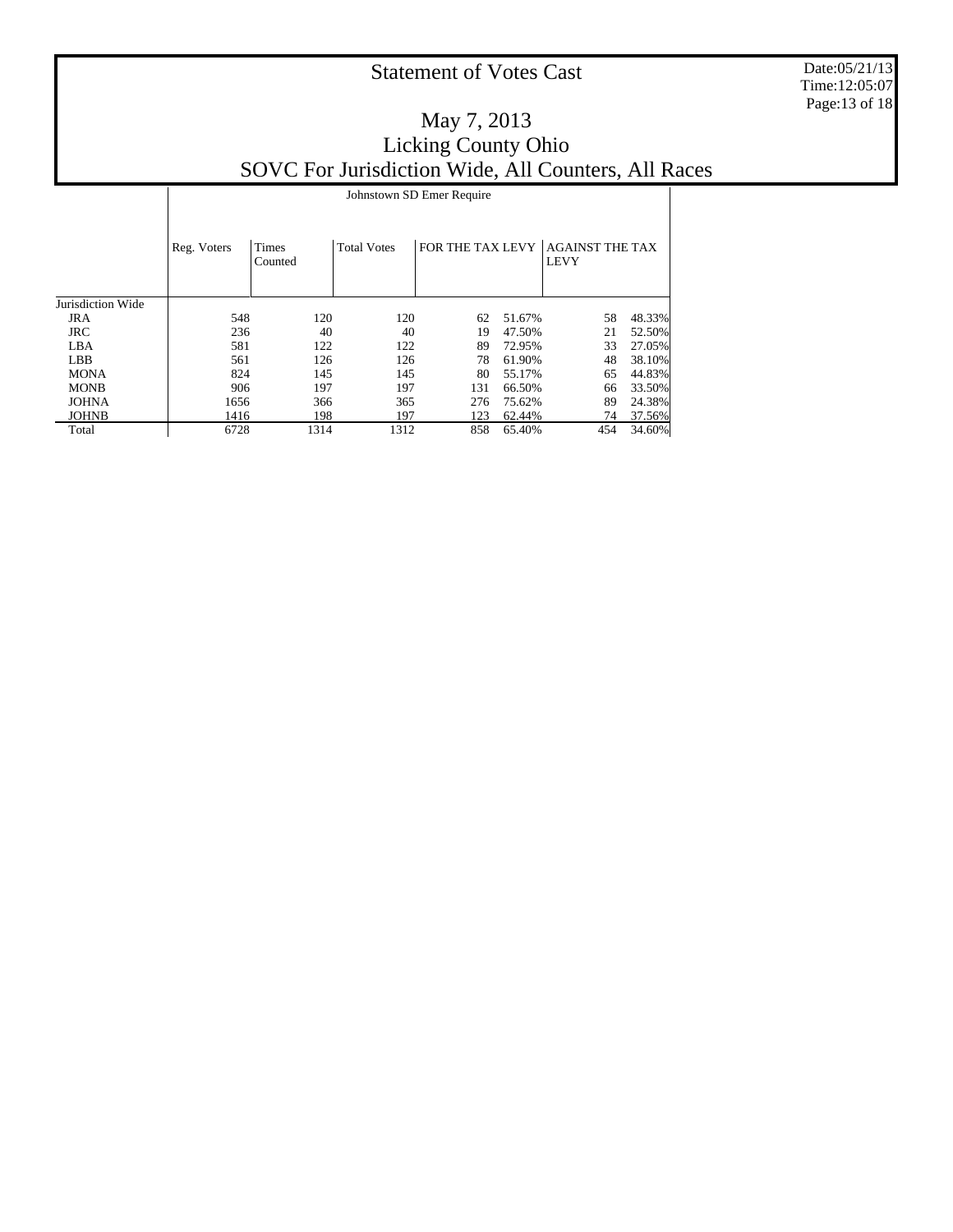# Statement of Votes Cast

## May 7, 2013
## Licking County Ohio
## SOVC For Jurisdiction Wide, All Counters, All Races

| | Johnstown SD Emer Require | | | | | | |
|---|---|---|---|---|---|---|---|
| | Reg. Voters | Times Counted | Total Votes | FOR THE TAX LEVY | | AGAINST THE TAX LEVY | |
| Jurisdiction Wide | | | | | | | |
| JRA | 548 | 120 | 120 | 62 | 51.67% | 58 | 48.33% |
| JRC | 236 | 40 | 40 | 19 | 47.50% | 21 | 52.50% |
| LBA | 581 | 122 | 122 | 89 | 72.95% | 33 | 27.05% |
| LBB | 561 | 126 | 126 | 78 | 61.90% | 48 | 38.10% |
| MONA | 824 | 145 | 145 | 80 | 55.17% | 65 | 44.83% |
| MONB | 906 | 197 | 197 | 131 | 66.50% | 66 | 33.50% |
| JOHNA | 1656 | 366 | 365 | 276 | 75.62% | 89 | 24.38% |
| JOHNB | 1416 | 198 | 197 | 123 | 62.44% | 74 | 37.56% |
| Total | 6728 | 1314 | 1312 | 858 | 65.40% | 454 | 34.60% |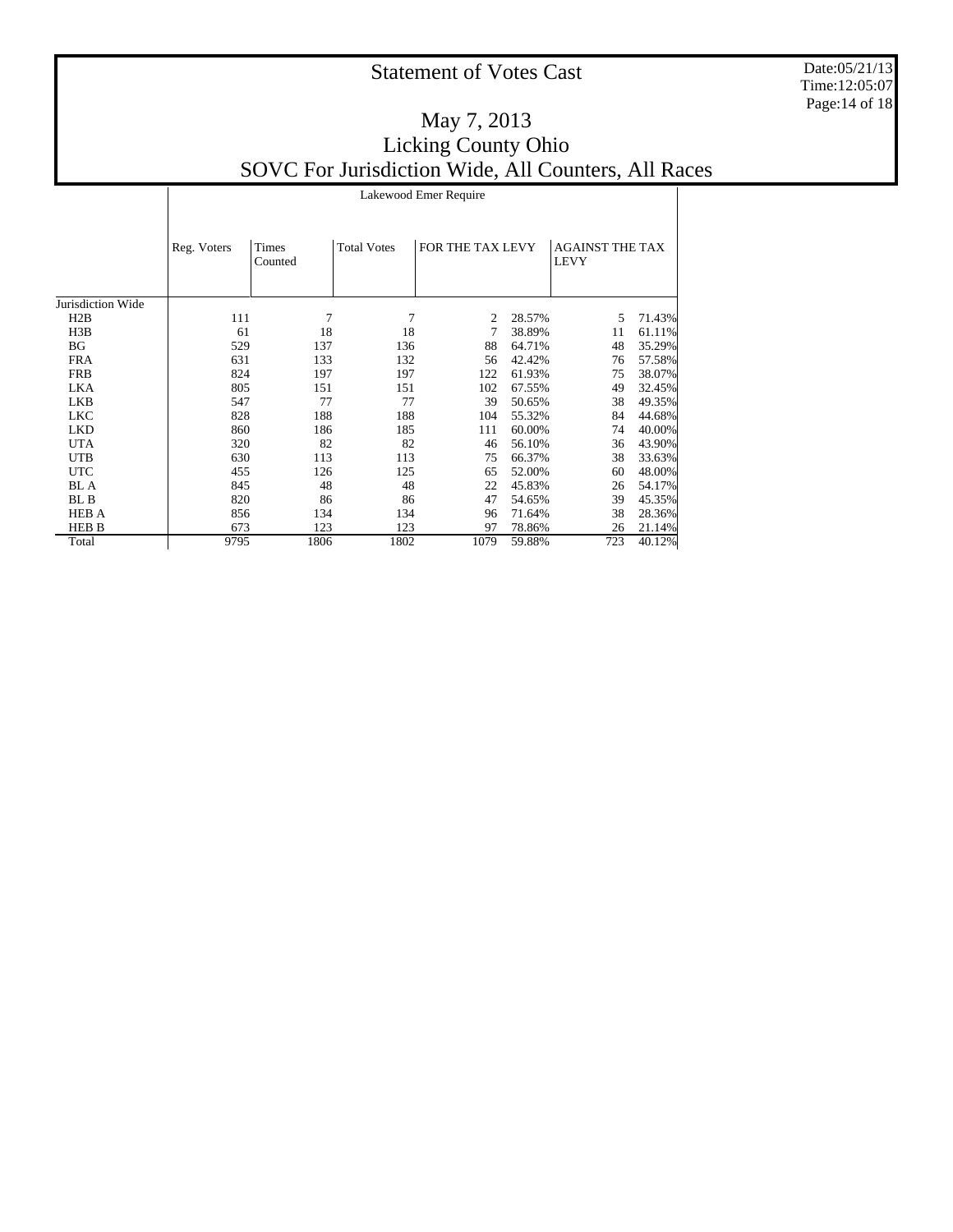# Statement of Votes Cast

## May 7, 2013
## Licking County Ohio
## SOVC For Jurisdiction Wide, All Counters, All Races

| | Lakewood Emer Require | | | | | | |
|---|---|---|---|---|---|---|---|
| | Reg. Voters | Times Counted | Total Votes | FOR THE TAX LEVY | | AGAINST THE TAX LEVY | |
| Jurisdiction Wide | | | | | | | |
| H2B | 111 | 7 | 7 | 2 | 28.57% | 5 | 71.43% |
| H3B | 61 | 18 | 18 | 7 | 38.89% | 11 | 61.11% |
| BG | 529 | 137 | 136 | 88 | 64.71% | 48 | 35.29% |
| FRA | 631 | 133 | 132 | 56 | 42.42% | 76 | 57.58% |
| FRB | 824 | 197 | 197 | 122 | 61.93% | 75 | 38.07% |
| LKA | 805 | 151 | 151 | 102 | 67.55% | 49 | 32.45% |
| LKB | 547 | 77 | 77 | 39 | 50.65% | 38 | 49.35% |
| LKC | 828 | 188 | 188 | 104 | 55.32% | 84 | 44.68% |
| LKD | 860 | 186 | 185 | 111 | 60.00% | 74 | 40.00% |
| UTA | 320 | 82 | 82 | 46 | 56.10% | 36 | 43.90% |
| UTB | 630 | 113 | 113 | 75 | 66.37% | 38 | 33.63% |
| UTC | 455 | 126 | 125 | 65 | 52.00% | 60 | 48.00% |
| BL A | 845 | 48 | 48 | 22 | 45.83% | 26 | 54.17% |
| BL B | 820 | 86 | 86 | 47 | 54.65% | 39 | 45.35% |
| HEB A | 856 | 134 | 134 | 96 | 71.64% | 38 | 28.36% |
| HEB B | 673 | 123 | 123 | 97 | 78.86% | 26 | 21.14% |
| Total | 9795 | 1806 | 1802 | 1079 | 59.88% | 723 | 40.12% |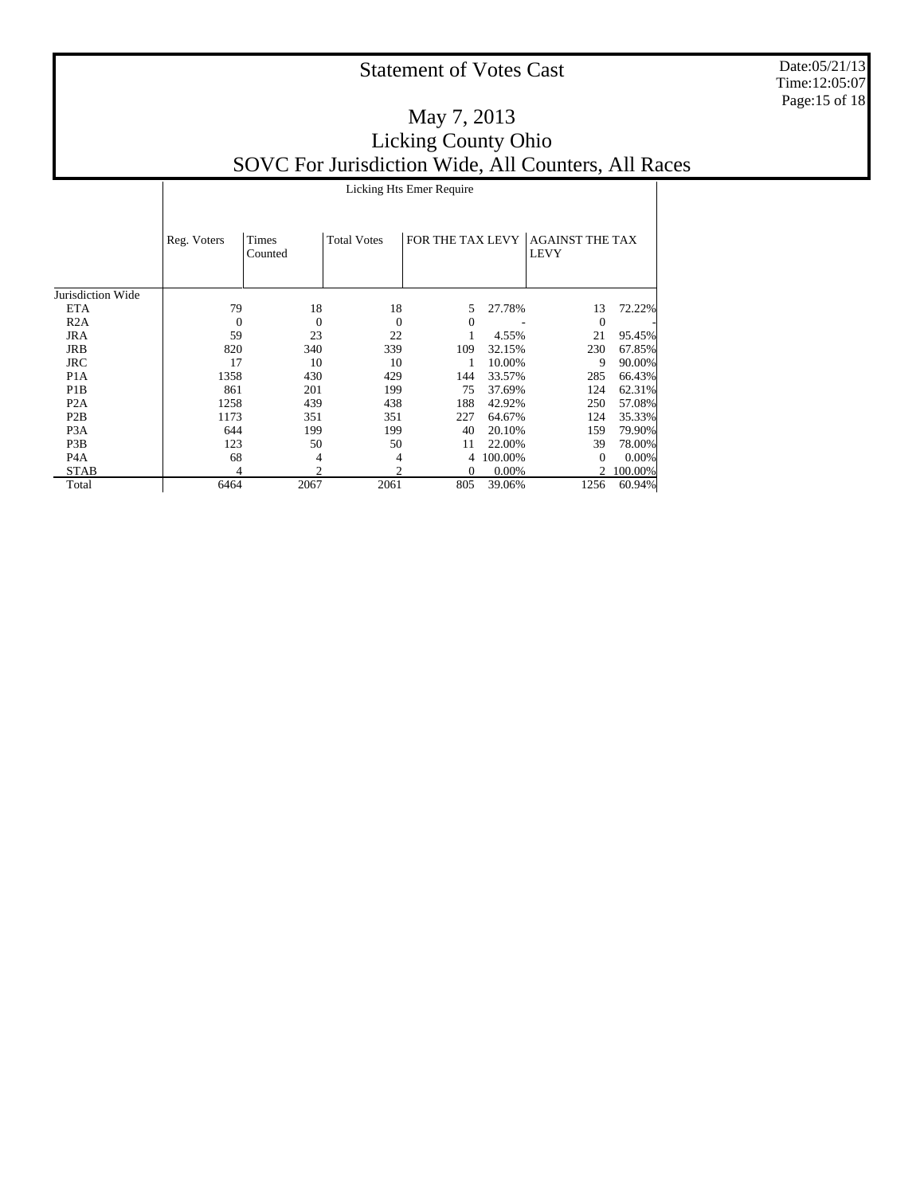# Statement of Votes Cast

## May 7, 2013
## Licking County Ohio
## SOVC For Jurisdiction Wide, All Counters, All Races

| | Licking Hts Emer Require | | | | | | |
|---|---|---|---|---|---|---|---|
| | Reg. Voters | Times Counted | Total Votes | FOR THE TAX LEVY | | AGAINST THE TAX LEVY | |
| Jurisdiction Wide | | | | | | | |
| ETA | 79 | 18 | 18 | 5 | 27.78% | 13 | 72.22% |
| R2A | 0 | 0 | 0 | 0 | - | 0 | - |
| JRA | 59 | 23 | 22 | 1 | 4.55% | 21 | 95.45% |
| JRB | 820 | 340 | 339 | 109 | 32.15% | 230 | 67.85% |
| JRC | 17 | 10 | 10 | 1 | 10.00% | 9 | 90.00% |
| P1A | 1358 | 430 | 429 | 144 | 33.57% | 285 | 66.43% |
| P1B | 861 | 201 | 199 | 75 | 37.69% | 124 | 62.31% |
| P2A | 1258 | 439 | 438 | 188 | 42.92% | 250 | 57.08% |
| P2B | 1173 | 351 | 351 | 227 | 64.67% | 124 | 35.33% |
| P3A | 644 | 199 | 199 | 40 | 20.10% | 159 | 79.90% |
| P3B | 123 | 50 | 50 | 11 | 22.00% | 39 | 78.00% |
| P4A | 68 | 4 | 4 | 4 | 100.00% | 0 | 0.00% |
| STAB | 4 | 2 | 2 | 0 | 0.00% | 2 | 100.00% |
| Total | 6464 | 2067 | 2061 | 805 | 39.06% | 1256 | 60.94% |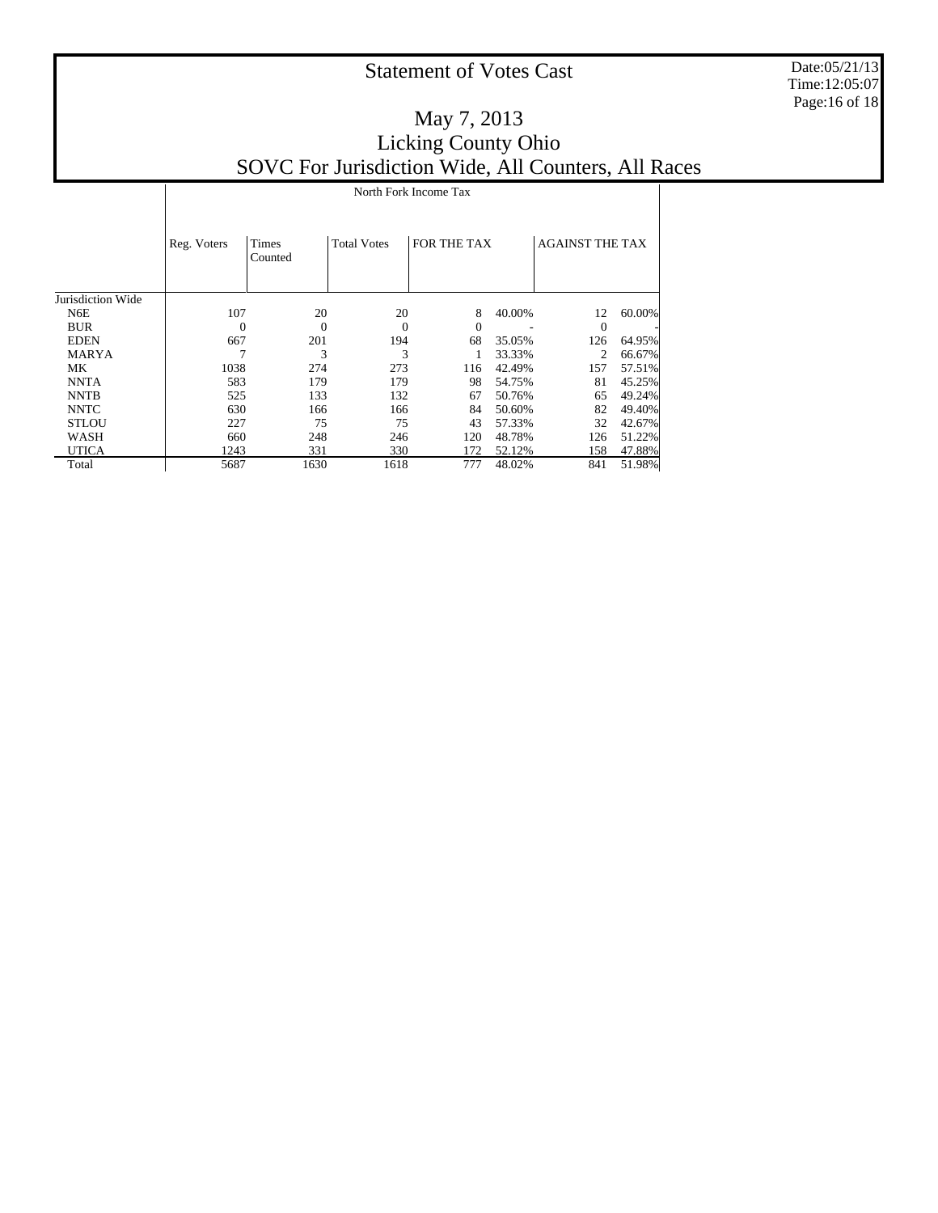# Statement of Votes Cast

## May 7, 2013
## Licking County Ohio
## SOVC For Jurisdiction Wide, All Counters, All Races

| | North Fork Income Tax | | | | | | |
|---|---|---|---|---|---|---|---|
| | Reg. Voters | Times Counted | Total Votes | FOR THE TAX | | AGAINST THE TAX | |
| Jurisdiction Wide | | | | | | | |
| N6E | 107 | 20 | 20 | 8 | 40.00% | 12 | 60.00% |
| BUR | 0 | 0 | 0 | 0 | - | 0 | - |
| EDEN | 667 | 201 | 194 | 68 | 35.05% | 126 | 64.95% |
| MARYA | 7 | 3 | 3 | 1 | 33.33% | 2 | 66.67% |
| MK | 1038 | 274 | 273 | 116 | 42.49% | 157 | 57.51% |
| NNTA | 583 | 179 | 179 | 98 | 54.75% | 81 | 45.25% |
| NNTB | 525 | 133 | 132 | 67 | 50.76% | 65 | 49.24% |
| NNTC | 630 | 166 | 166 | 84 | 50.60% | 82 | 49.40% |
| STLOU | 227 | 75 | 75 | 43 | 57.33% | 32 | 42.67% |
| WASH | 660 | 248 | 246 | 120 | 48.78% | 126 | 51.22% |
| UTICA | 1243 | 331 | 330 | 172 | 52.12% | 158 | 47.88% |
| Total | 5687 | 1630 | 1618 | 777 | 48.02% | 841 | 51.98% |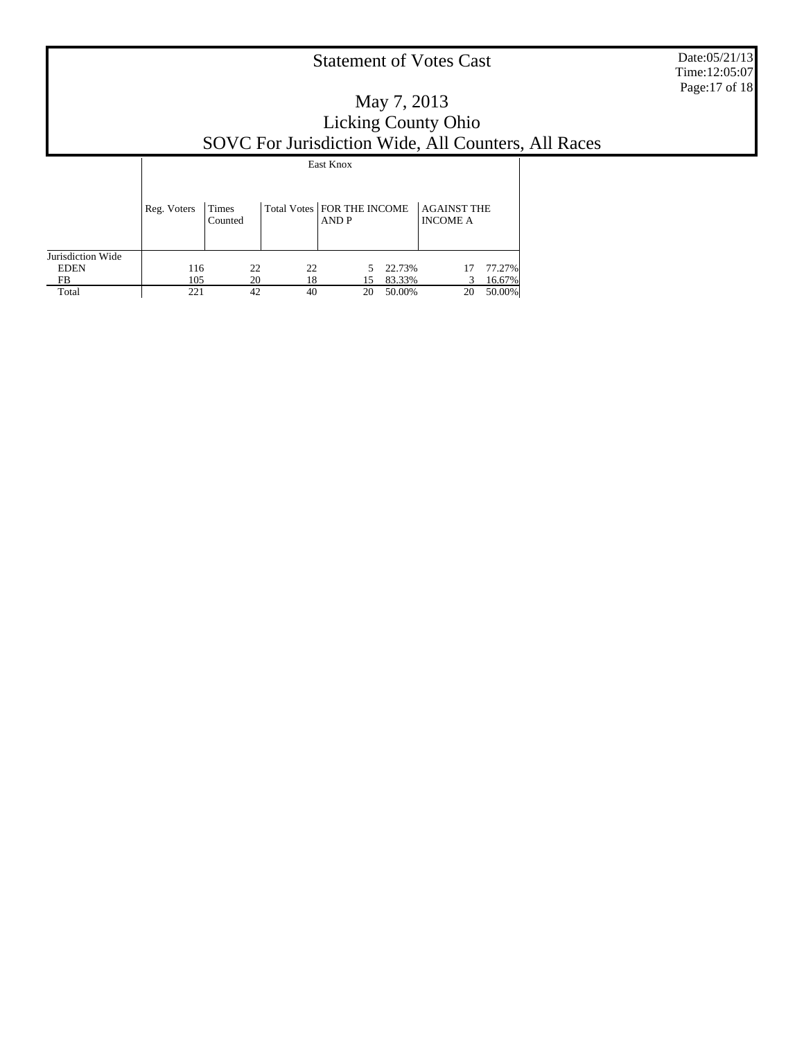# Statement of Votes Cast

## May 7, 2013
## Licking County Ohio
## SOVC For Jurisdiction Wide, All Counters, All Races

| | East Knox | | | | | | |
|---|---|---|---|---|---|---|---|
| | Reg. Voters | Times Counted | Total Votes | FOR THE INCOME AND P | | AGAINST THE INCOME A | |
| Jurisdiction Wide | | | | | | | |
| EDEN | 116 | 22 | 22 | 5 | 22.73% | 17 | 77.27% |
| FB | 105 | 20 | 18 | 15 | 83.33% | 3 | 16.67% |
| Total | 221 | 42 | 40 | 20 | 50.00% | 20 | 50.00% |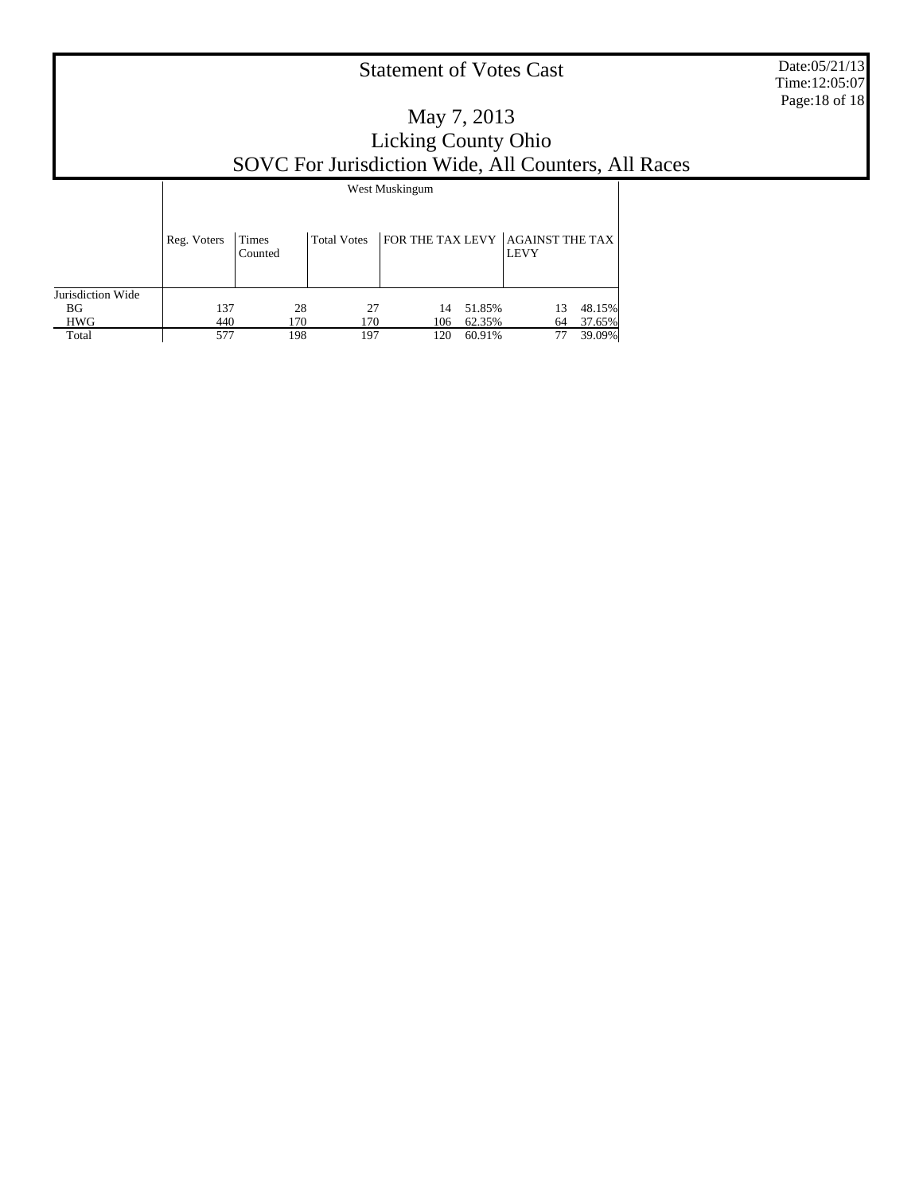# Statement of Votes Cast

## May 7, 2013
## Licking County Ohio
## SOVC For Jurisdiction Wide, All Counters, All Races

| | West Muskingum | | | | | | |
|---|---|---|---|---|---|---|---|
| | Reg. Voters | Times Counted | Total Votes | FOR THE TAX LEVY | | AGAINST THE TAX LEVY | |
| Jurisdiction Wide | | | | | | | |
| BG | 137 | 28 | 27 | 14 | 51.85% | 13 | 48.15% |
| HWG | 440 | 170 | 170 | 106 | 62.35% | 64 | 37.65% |
| Total | 577 | 198 | 197 | 120 | 60.91% | 77 | 39.09% |